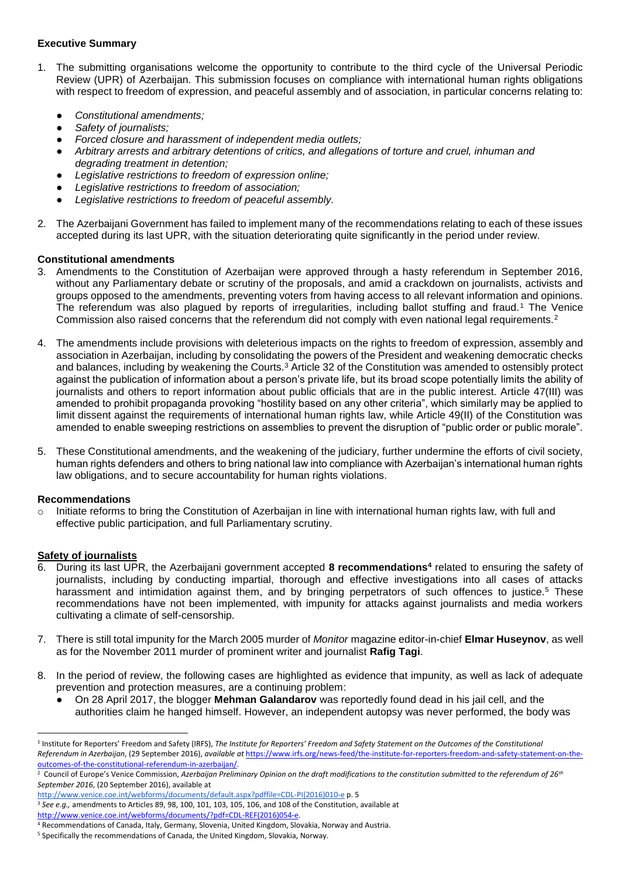## Executive Summary

1. The submitting organisations welcome the opportunity to contribute to the third cycle of the Universal Periodic Review (UPR) of Azerbaijan. This submission focuses on compliance with international human rights obligations with respect to freedom of expression, and peaceful assembly and of association, in particular concerns relating to:

   - *Constitutional amendments;*
   - *Safety of journalists;*
   - *Forced closure and harassment of independent media outlets;*
   - *Arbitrary arrests and arbitrary detentions of critics, and allegations of torture and cruel, inhuman and degrading treatment in detention;*
   - *Legislative restrictions to freedom of expression online;*
   - *Legislative restrictions to freedom of association;*
   - *Legislative restrictions to freedom of peaceful assembly.*

2. The Azerbaijani Government has failed to implement many of the recommendations relating to each of these issues accepted during its last UPR, with the situation deteriorating quite significantly in the period under review.

### Constitutional amendments

3. Amendments to the Constitution of Azerbaijan were approved through a hasty referendum in September 2016, without any Parliamentary debate or scrutiny of the proposals, and amid a crackdown on journalists, activists and groups opposed to the amendments, preventing voters from having access to all relevant information and opinions. The referendum was also plagued by reports of irregularities, including ballot stuffing and fraud.[1] The Venice Commission also raised concerns that the referendum did not comply with even national legal requirements.[2]

4. The amendments include provisions with deleterious impacts on the rights to freedom of expression, assembly and association in Azerbaijan, including by consolidating the powers of the President and weakening democratic checks and balances, including by weakening the Courts.[3] Article 32 of the Constitution was amended to ostensibly protect against the publication of information about a person's private life, but its broad scope potentially limits the ability of journalists and others to report information about public officials that are in the public interest. Article 47(III) was amended to prohibit propaganda provoking "hostility based on any other criteria", which similarly may be applied to limit dissent against the requirements of international human rights law, while Article 49(II) of the Constitution was amended to enable sweeping restrictions on assemblies to prevent the disruption of "public order or public morale".

5. These Constitutional amendments, and the weakening of the judiciary, further undermine the efforts of civil society, human rights defenders and others to bring national law into compliance with Azerbaijan's international human rights law obligations, and to secure accountability for human rights violations.

### Recommendations

- Initiate reforms to bring the Constitution of Azerbaijan in line with international human rights law, with full and effective public participation, and full Parliamentary scrutiny.

### Safety of journalists

6. During its last UPR, the Azerbaijani government accepted **8 recommendations[4]** related to ensuring the safety of journalists, including by conducting impartial, thorough and effective investigations into all cases of attacks harassment and intimidation against them, and by bringing perpetrators of such offences to justice.[5] These recommendations have not been implemented, with impunity for attacks against journalists and media workers cultivating a climate of self-censorship.

7. There is still total impunity for the March 2005 murder of *Monitor* magazine editor-in-chief **Elmar Huseynov**, as well as for the November 2011 murder of prominent writer and journalist **Rafig Tagi**.

8. In the period of review, the following cases are highlighted as evidence that impunity, as well as lack of adequate prevention and protection measures, are a continuing problem:

   - On 28 April 2017, the blogger **Mehman Galandarov** was reportedly found dead in his jail cell, and the authorities claim he hanged himself. However, an independent autopsy was never performed, the body was

---

[1] Institute for Reporters' Freedom and Safety (IRFS), *The Institute for Reporters' Freedom and Safety Statement on the Outcomes of the Constitutional Referendum in Azerbaijan*, (29 September 2016), *available at* https://www.irfs.org/news-feed/the-institute-for-reporters-freedom-and-safety-statement-on-the-outcomes-of-the-constitutional-referendum-in-azerbaijan/.

[2] Council of Europe's Venice Commission, *Azerbaijan Preliminary Opinion on the draft modifications to the constitution submitted to the referendum of 26th September 2016*, (20 September 2016), available at http://www.venice.coe.int/webforms/documents/default.aspx?pdffile=CDL-PI(2016)010-e p. 5

[3] *See e.g.,* amendments to Articles 89, 98, 100, 101, 103, 105, 106, and 108 of the Constitution, available at http://www.venice.coe.int/webforms/documents/?pdf=CDL-REF(2016)054-e.

[4] Recommendations of Canada, Italy, Germany, Slovenia, United Kingdom, Slovakia, Norway and Austria.

[5] Specifically the recommendations of Canada, the United Kingdom, Slovakia, Norway.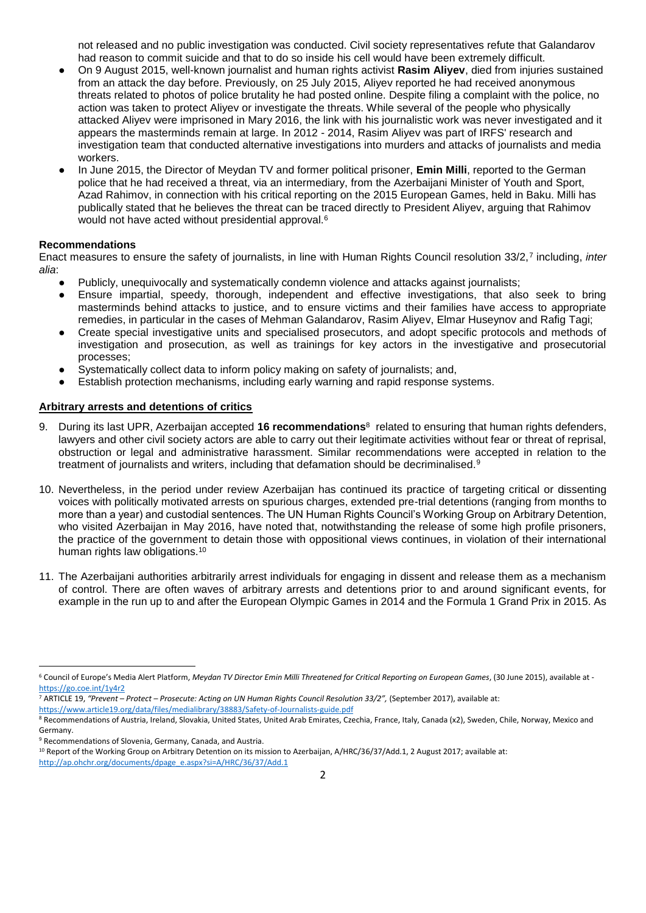not released and no public investigation was conducted. Civil society representatives refute that Galandarov had reason to commit suicide and that to do so inside his cell would have been extremely difficult.

- On 9 August 2015, well-known journalist and human rights activist **Rasim Aliyev**, died from injuries sustained from an attack the day before. Previously, on 25 July 2015, Aliyev reported he had received anonymous threats related to photos of police brutality he had posted online. Despite filing a complaint with the police, no action was taken to protect Aliyev or investigate the threats. While several of the people who physically attacked Aliyev were imprisoned in Mary 2016, the link with his journalistic work was never investigated and it appears the masterminds remain at large. In 2012 - 2014, Rasim Aliyev was part of IRFS' research and investigation team that conducted alternative investigations into murders and attacks of journalists and media workers.
- In June 2015, the Director of Meydan TV and former political prisoner, **Emin Milli**, reported to the German police that he had received a threat, via an intermediary, from the Azerbaijani Minister of Youth and Sport, Azad Rahimov, in connection with his critical reporting on the 2015 European Games, held in Baku. Milli has publically stated that he believes the threat can be traced directly to President Aliyev, arguing that Rahimov would not have acted without presidential approval.[6]

**Recommendations**

Enact measures to ensure the safety of journalists, in line with Human Rights Council resolution 33/2,[7] including, *inter alia*:

- Publicly, unequivocally and systematically condemn violence and attacks against journalists;
- Ensure impartial, speedy, thorough, independent and effective investigations, that also seek to bring masterminds behind attacks to justice, and to ensure victims and their families have access to appropriate remedies, in particular in the cases of Mehman Galandarov, Rasim Aliyev, Elmar Huseynov and Rafig Tagi;
- Create special investigative units and specialised prosecutors, and adopt specific protocols and methods of investigation and prosecution, as well as trainings for key actors in the investigative and prosecutorial processes;
- Systematically collect data to inform policy making on safety of journalists; and,
- Establish protection mechanisms, including early warning and rapid response systems.

## Arbitrary arrests and detentions of critics

9. During its last UPR, Azerbaijan accepted **16 recommendations**[8] related to ensuring that human rights defenders, lawyers and other civil society actors are able to carry out their legitimate activities without fear or threat of reprisal, obstruction or legal and administrative harassment. Similar recommendations were accepted in relation to the treatment of journalists and writers, including that defamation should be decriminalised.[9]

10. Nevertheless, in the period under review Azerbaijan has continued its practice of targeting critical or dissenting voices with politically motivated arrests on spurious charges, extended pre-trial detentions (ranging from months to more than a year) and custodial sentences. The UN Human Rights Council's Working Group on Arbitrary Detention, who visited Azerbaijan in May 2016, have noted that, notwithstanding the release of some high profile prisoners, the practice of the government to detain those with oppositional views continues, in violation of their international human rights law obligations.[10]

11. The Azerbaijani authorities arbitrarily arrest individuals for engaging in dissent and release them as a mechanism of control. There are often waves of arbitrary arrests and detentions prior to and around significant events, for example in the run up to and after the European Olympic Games in 2014 and the Formula 1 Grand Prix in 2015. As

---

[6] Council of Europe's Media Alert Platform, *Meydan TV Director Emin Milli Threatened for Critical Reporting on European Games*, (30 June 2015), available at - https://go.coe.int/1y4r2

[7] ARTICLE 19, *"Prevent – Protect – Prosecute: Acting on UN Human Rights Council Resolution 33/2",* (September 2017), available at: https://www.article19.org/data/files/medialibrary/38883/Safety-of-Journalists-guide.pdf

[8] Recommendations of Austria, Ireland, Slovakia, United States, United Arab Emirates, Czechia, France, Italy, Canada (x2), Sweden, Chile, Norway, Mexico and Germany.

[9] Recommendations of Slovenia, Germany, Canada, and Austria.

[10] Report of the Working Group on Arbitrary Detention on its mission to Azerbaijan, A/HRC/36/37/Add.1, 2 August 2017; available at: http://ap.ohchr.org/documents/dpage_e.aspx?si=A/HRC/36/37/Add.1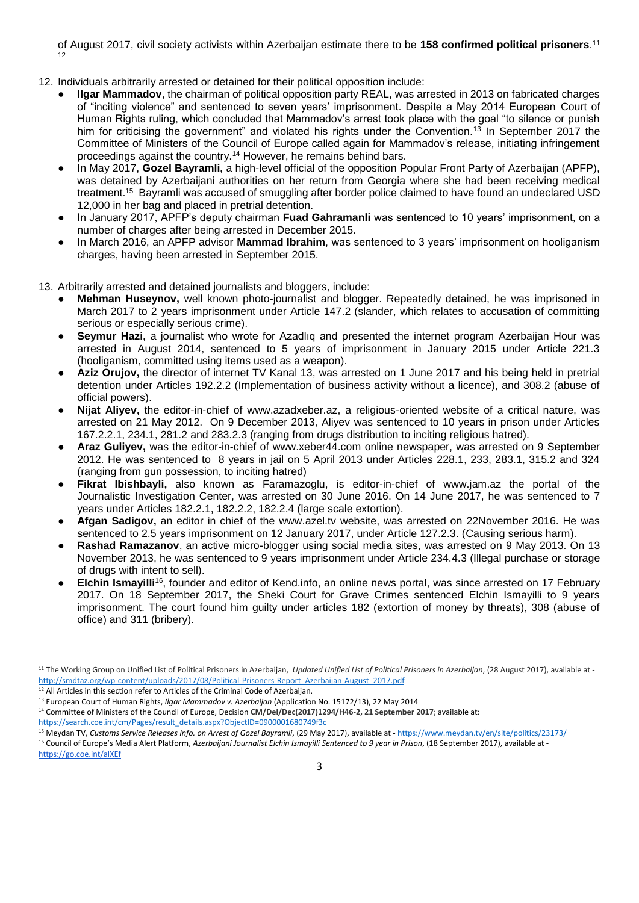of August 2017, civil society activists within Azerbaijan estimate there to be **158 confirmed political prisoners**.[11] [12]

12. Individuals arbitrarily arrested or detained for their political opposition include:
    - **Ilgar Mammadov**, the chairman of political opposition party REAL, was arrested in 2013 on fabricated charges of "inciting violence" and sentenced to seven years' imprisonment. Despite a May 2014 European Court of Human Rights ruling, which concluded that Mammadov's arrest took place with the goal "to silence or punish him for criticising the government" and violated his rights under the Convention.[13] In September 2017 the Committee of Ministers of the Council of Europe called again for Mammadov's release, initiating infringement proceedings against the country.[14] However, he remains behind bars.
    - In May 2017, **Gozel Bayramli,** a high-level official of the opposition Popular Front Party of Azerbaijan (APFP), was detained by Azerbaijani authorities on her return from Georgia where she had been receiving medical treatment.[15] Bayramli was accused of smuggling after border police claimed to have found an undeclared USD 12,000 in her bag and placed in pretrial detention.
    - In January 2017, APFP's deputy chairman **Fuad Gahramanli** was sentenced to 10 years' imprisonment, on a number of charges after being arrested in December 2015.
    - In March 2016, an APFP advisor **Mammad Ibrahim**, was sentenced to 3 years' imprisonment on hooliganism charges, having been arrested in September 2015.

13. Arbitrarily arrested and detained journalists and bloggers, include:
    - **Mehman Huseynov,** well known photo-journalist and blogger. Repeatedly detained, he was imprisoned in March 2017 to 2 years imprisonment under Article 147.2 (slander, which relates to accusation of committing serious or especially serious crime).
    - **Seymur Hazi,** a journalist who wrote for Azadlıq and presented the internet program Azerbaijan Hour was arrested in August 2014, sentenced to 5 years of imprisonment in January 2015 under Article 221.3 (hooliganism, committed using items used as a weapon).
    - **Aziz Orujov,** the director of internet TV Kanal 13, was arrested on 1 June 2017 and his being held in pretrial detention under Articles 192.2.2 (Implementation of business activity without a licence), and 308.2 (abuse of official powers).
    - **Nijat Aliyev,** the editor-in-chief of www.azadxeber.az, a religious-oriented website of a critical nature, was arrested on 21 May 2012. On 9 December 2013, Aliyev was sentenced to 10 years in prison under Articles 167.2.2.1, 234.1, 281.2 and 283.2.3 (ranging from drugs distribution to inciting religious hatred).
    - **Araz Guliyev,** was the editor-in-chief of www.xeber44.com online newspaper, was arrested on 9 September 2012. He was sentenced to 8 years in jail on 5 April 2013 under Articles 228.1, 233, 283.1, 315.2 and 324 (ranging from gun possession, to inciting hatred)
    - **Fikrat Ibishbayli,** also known as Faramazoglu, is editor-in-chief of www.jam.az the portal of the Journalistic Investigation Center, was arrested on 30 June 2016. On 14 June 2017, he was sentenced to 7 years under Articles 182.2.1, 182.2.2, 182.2.4 (large scale extortion).
    - **Afgan Sadigov,** an editor in chief of the www.azel.tv website, was arrested on 22November 2016. He was sentenced to 2.5 years imprisonment on 12 January 2017, under Article 127.2.3. (Causing serious harm).
    - **Rashad Ramazanov**, an active micro-blogger using social media sites, was arrested on 9 May 2013. On 13 November 2013, he was sentenced to 9 years imprisonment under Article 234.4.3 (Illegal purchase or storage of drugs with intent to sell).
    - **Elchin Ismayilli**[16], founder and editor of Kend.info, an online news portal, was since arrested on 17 February 2017. On 18 September 2017, the Sheki Court for Grave Crimes sentenced Elchin Ismayilli to 9 years imprisonment. The court found him guilty under articles 182 (extortion of money by threats), 308 (abuse of office) and 311 (bribery).

---

[11] The Working Group on Unified List of Political Prisoners in Azerbaijan, *Updated Unified List of Political Prisoners in Azerbaijan*, (28 August 2017), available at - http://smdtaz.org/wp-content/uploads/2017/08/Political-Prisoners-Report_Azerbaijan-August_2017.pdf

[12] All Articles in this section refer to Articles of the Criminal Code of Azerbaijan.

[13] European Court of Human Rights, *Ilgar Mammadov v. Azerbaijan* (Application No. 15172/13), 22 May 2014

[14] Committee of Ministers of the Council of Europe, Decision **CM/Del/Dec(2017)1294/H46-2, 21 September 2017**; available at: https://search.coe.int/cm/Pages/result_details.aspx?ObjectID=0900001680749f3c

[15] Meydan TV, *Customs Service Releases Info. on Arrest of Gozel Bayramli*, (29 May 2017), available at - https://www.meydan.tv/en/site/politics/23173/

[16] Council of Europe's Media Alert Platform, *Azerbaijani Journalist Elchin Ismayilli Sentenced to 9 year in Prison*, (18 September 2017), available at - https://go.coe.int/alXEf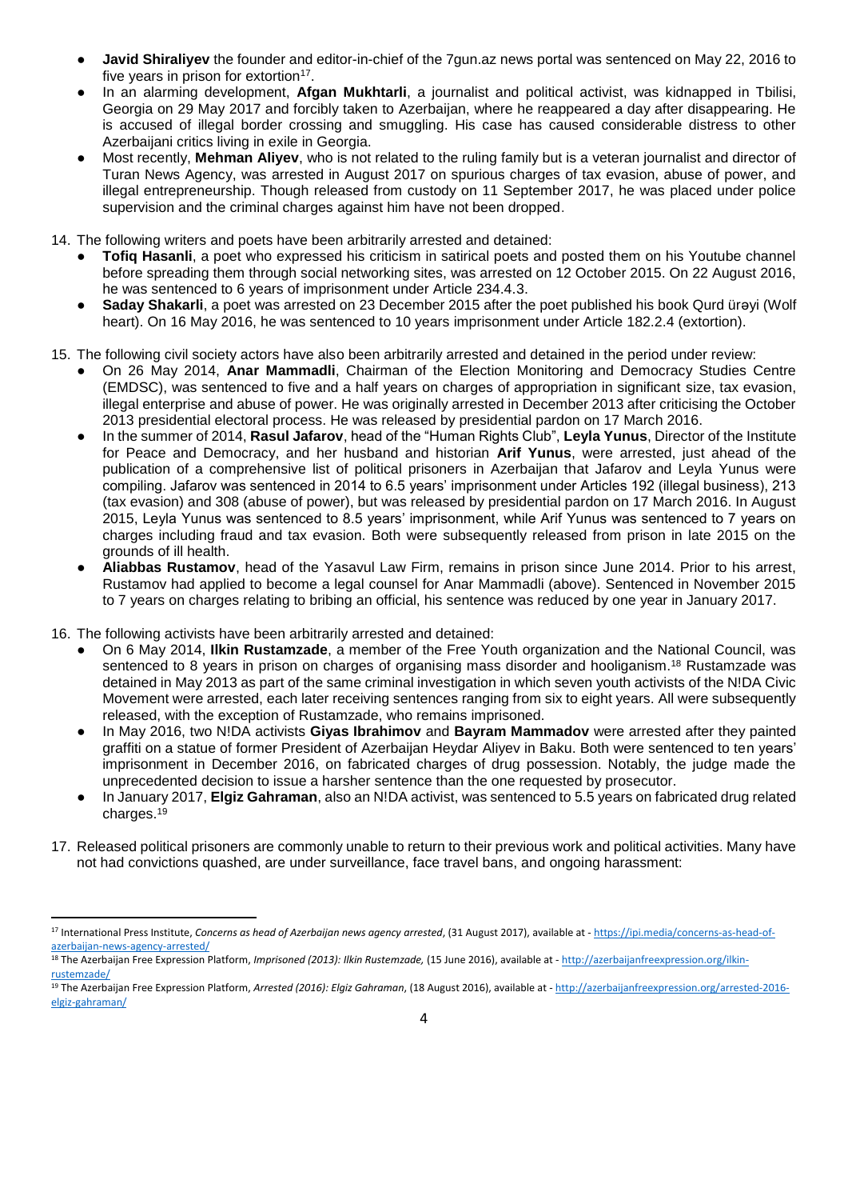- **Javid Shiraliyev** the founder and editor-in-chief of the 7gun.az news portal was sentenced on May 22, 2016 to five years in prison for extortion[17].
- In an alarming development, **Afgan Mukhtarli**, a journalist and political activist, was kidnapped in Tbilisi, Georgia on 29 May 2017 and forcibly taken to Azerbaijan, where he reappeared a day after disappearing. He is accused of illegal border crossing and smuggling. His case has caused considerable distress to other Azerbaijani critics living in exile in Georgia.
- Most recently, **Mehman Aliyev**, who is not related to the ruling family but is a veteran journalist and director of Turan News Agency, was arrested in August 2017 on spurious charges of tax evasion, abuse of power, and illegal entrepreneurship. Though released from custody on 11 September 2017, he was placed under police supervision and the criminal charges against him have not been dropped.

14. The following writers and poets have been arbitrarily arrested and detained:
    - **Tofiq Hasanli**, a poet who expressed his criticism in satirical poets and posted them on his Youtube channel before spreading them through social networking sites, was arrested on 12 October 2015. On 22 August 2016, he was sentenced to 6 years of imprisonment under Article 234.4.3.
    - **Saday Shakarli**, a poet was arrested on 23 December 2015 after the poet published his book Qurd ürəyi (Wolf heart). On 16 May 2016, he was sentenced to 10 years imprisonment under Article 182.2.4 (extortion).

15. The following civil society actors have also been arbitrarily arrested and detained in the period under review:
    - On 26 May 2014, **Anar Mammadli**, Chairman of the Election Monitoring and Democracy Studies Centre (EMDSC), was sentenced to five and a half years on charges of appropriation in significant size, tax evasion, illegal enterprise and abuse of power. He was originally arrested in December 2013 after criticising the October 2013 presidential electoral process. He was released by presidential pardon on 17 March 2016.
    - In the summer of 2014, **Rasul Jafarov**, head of the "Human Rights Club", **Leyla Yunus**, Director of the Institute for Peace and Democracy, and her husband and historian **Arif Yunus**, were arrested, just ahead of the publication of a comprehensive list of political prisoners in Azerbaijan that Jafarov and Leyla Yunus were compiling. Jafarov was sentenced in 2014 to 6.5 years' imprisonment under Articles 192 (illegal business), 213 (tax evasion) and 308 (abuse of power), but was released by presidential pardon on 17 March 2016. In August 2015, Leyla Yunus was sentenced to 8.5 years' imprisonment, while Arif Yunus was sentenced to 7 years on charges including fraud and tax evasion. Both were subsequently released from prison in late 2015 on the grounds of ill health.
    - **Aliabbas Rustamov**, head of the Yasavul Law Firm, remains in prison since June 2014. Prior to his arrest, Rustamov had applied to become a legal counsel for Anar Mammadli (above). Sentenced in November 2015 to 7 years on charges relating to bribing an official, his sentence was reduced by one year in January 2017.

16. The following activists have been arbitrarily arrested and detained:
    - On 6 May 2014, **Ilkin Rustamzade**, a member of the Free Youth organization and the National Council, was sentenced to 8 years in prison on charges of organising mass disorder and hooliganism.[18] Rustamzade was detained in May 2013 as part of the same criminal investigation in which seven youth activists of the N!DA Civic Movement were arrested, each later receiving sentences ranging from six to eight years. All were subsequently released, with the exception of Rustamzade, who remains imprisoned.
    - In May 2016, two N!DA activists **Giyas Ibrahimov** and **Bayram Mammadov** were arrested after they painted graffiti on a statue of former President of Azerbaijan Heydar Aliyev in Baku. Both were sentenced to ten years' imprisonment in December 2016, on fabricated charges of drug possession. Notably, the judge made the unprecedented decision to issue a harsher sentence than the one requested by prosecutor.
    - In January 2017, **Elgiz Gahraman**, also an N!DA activist, was sentenced to 5.5 years on fabricated drug related charges.[19]

17. Released political prisoners are commonly unable to return to their previous work and political activities. Many have not had convictions quashed, are under surveillance, face travel bans, and ongoing harassment:

---

[17] International Press Institute, *Concerns as head of Azerbaijan news agency arrested*, (31 August 2017), available at - https://ipi.media/concerns-as-head-of-azerbaijan-news-agency-arrested/

[18] The Azerbaijan Free Expression Platform, *Imprisoned (2013): Ilkin Rustemzade,* (15 June 2016), available at - http://azerbaijanfreexpression.org/ilkin-rustemzade/

[19] The Azerbaijan Free Expression Platform, *Arrested (2016): Elgiz Gahraman*, (18 August 2016), available at - http://azerbaijanfreexpression.org/arrested-2016-elgiz-gahraman/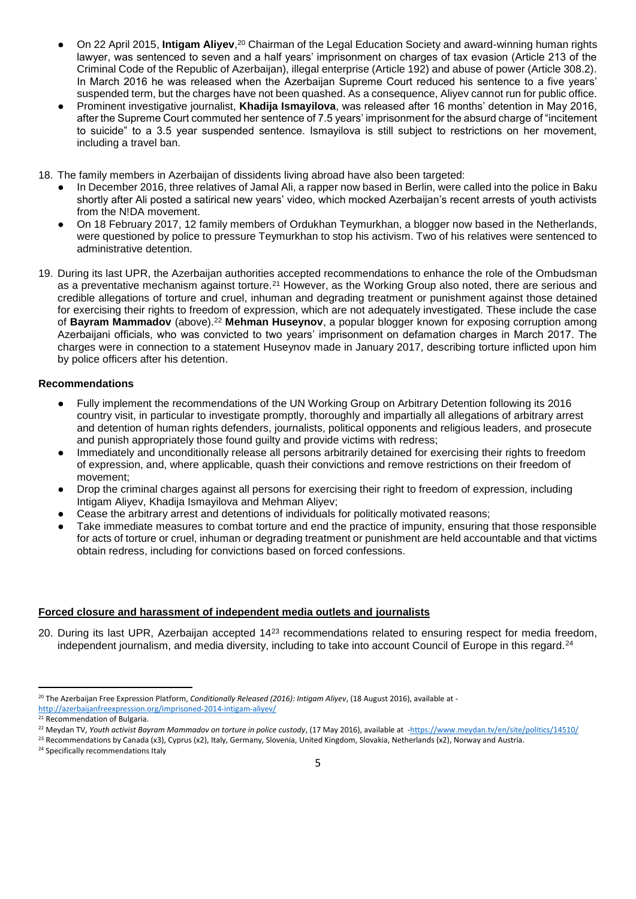- On 22 April 2015, **Intigam Aliyev**,[20] Chairman of the Legal Education Society and award-winning human rights lawyer, was sentenced to seven and a half years' imprisonment on charges of tax evasion (Article 213 of the Criminal Code of the Republic of Azerbaijan), illegal enterprise (Article 192) and abuse of power (Article 308.2). In March 2016 he was released when the Azerbaijan Supreme Court reduced his sentence to a five years' suspended term, but the charges have not been quashed. As a consequence, Aliyev cannot run for public office.
- Prominent investigative journalist, **Khadija Ismayilova**, was released after 16 months' detention in May 2016, after the Supreme Court commuted her sentence of 7.5 years' imprisonment for the absurd charge of "incitement to suicide" to a 3.5 year suspended sentence. Ismayilova is still subject to restrictions on her movement, including a travel ban.

18. The family members in Azerbaijan of dissidents living abroad have also been targeted:
    - In December 2016, three relatives of Jamal Ali, a rapper now based in Berlin, were called into the police in Baku shortly after Ali posted a satirical new years' video, which mocked Azerbaijan's recent arrests of youth activists from the N!DA movement.
    - On 18 February 2017, 12 family members of Ordukhan Teymurkhan, a blogger now based in the Netherlands, were questioned by police to pressure Teymurkhan to stop his activism. Two of his relatives were sentenced to administrative detention.

19. During its last UPR, the Azerbaijan authorities accepted recommendations to enhance the role of the Ombudsman as a preventative mechanism against torture.[21] However, as the Working Group also noted, there are serious and credible allegations of torture and cruel, inhuman and degrading treatment or punishment against those detained for exercising their rights to freedom of expression, which are not adequately investigated. These include the case of **Bayram Mammadov** (above).[22] **Mehman Huseynov**, a popular blogger known for exposing corruption among Azerbaijani officials, who was convicted to two years' imprisonment on defamation charges in March 2017. The charges were in connection to a statement Huseynov made in January 2017, describing torture inflicted upon him by police officers after his detention.

**Recommendations**

- Fully implement the recommendations of the UN Working Group on Arbitrary Detention following its 2016 country visit, in particular to investigate promptly, thoroughly and impartially all allegations of arbitrary arrest and detention of human rights defenders, journalists, political opponents and religious leaders, and prosecute and punish appropriately those found guilty and provide victims with redress;
- Immediately and unconditionally release all persons arbitrarily detained for exercising their rights to freedom of expression, and, where applicable, quash their convictions and remove restrictions on their freedom of movement;
- Drop the criminal charges against all persons for exercising their right to freedom of expression, including Intigam Aliyev, Khadija Ismayilova and Mehman Aliyev;
- Cease the arbitrary arrest and detentions of individuals for politically motivated reasons;
- Take immediate measures to combat torture and end the practice of impunity, ensuring that those responsible for acts of torture or cruel, inhuman and degrading treatment or punishment are held accountable and that victims obtain redress, including for convictions based on forced confessions.

## Forced closure and harassment of independent media outlets and journalists

20. During its last UPR, Azerbaijan accepted 14[23] recommendations related to ensuring respect for media freedom, independent journalism, and media diversity, including to take into account Council of Europe in this regard.[24]

---

[20] The Azerbaijan Free Expression Platform, *Conditionally Released (2016): Intigam Aliyev*, (18 August 2016), available at - http://azerbaijanfreeexpression.org/imprisoned-2014-intigam-aliyev/

[21] Recommendation of Bulgaria.

[22] Meydan TV, *Youth activist Bayram Mammadov on torture in police custody*, (17 May 2016), available at -https://www.meydan.tv/en/site/politics/14510/

[23] Recommendations by Canada (x3), Cyprus (x2), Italy, Germany, Slovenia, United Kingdom, Slovakia, Netherlands (x2), Norway and Austria.

[24] Specifically recommendations Italy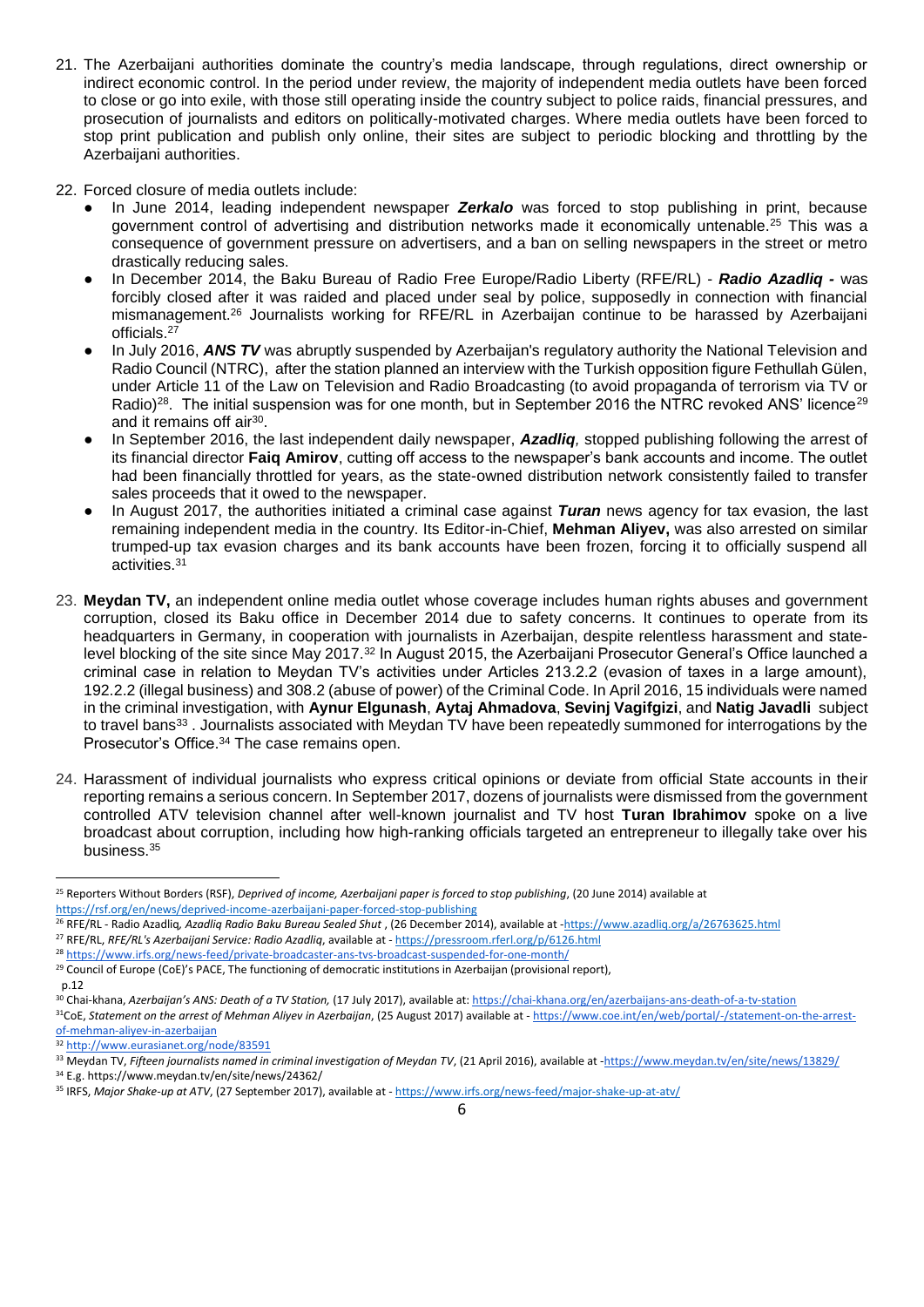21. The Azerbaijani authorities dominate the country's media landscape, through regulations, direct ownership or indirect economic control. In the period under review, the majority of independent media outlets have been forced to close or go into exile, with those still operating inside the country subject to police raids, financial pressures, and prosecution of journalists and editors on politically-motivated charges. Where media outlets have been forced to stop print publication and publish only online, their sites are subject to periodic blocking and throttling by the Azerbaijani authorities.

22. Forced closure of media outlets include:
    - In June 2014, leading independent newspaper ***Zerkalo*** was forced to stop publishing in print, because government control of advertising and distribution networks made it economically untenable.[25] This was a consequence of government pressure on advertisers, and a ban on selling newspapers in the street or metro drastically reducing sales.
    - In December 2014, the Baku Bureau of Radio Free Europe/Radio Liberty (RFE/RL) - ***Radio Azadliq -*** was forcibly closed after it was raided and placed under seal by police, supposedly in connection with financial mismanagement.[26] Journalists working for RFE/RL in Azerbaijan continue to be harassed by Azerbaijani officials.[27]
    - In July 2016, ***ANS TV*** was abruptly suspended by Azerbaijan's regulatory authority the National Television and Radio Council (NTRC), after the station planned an interview with the Turkish opposition figure Fethullah Gülen, under Article 11 of the Law on Television and Radio Broadcasting (to avoid propaganda of terrorism via TV or Radio)[28]. The initial suspension was for one month, but in September 2016 the NTRC revoked ANS' licence[29] and it remains off air[30].
    - In September 2016, the last independent daily newspaper, ***Azadliq****,* stopped publishing following the arrest of its financial director **Faiq Amirov**, cutting off access to the newspaper's bank accounts and income. The outlet had been financially throttled for years, as the state-owned distribution network consistently failed to transfer sales proceeds that it owed to the newspaper.
    - In August 2017, the authorities initiated a criminal case against ***Turan*** news agency for tax evasion*,* the last remaining independent media in the country. Its Editor-in-Chief, **Mehman Aliyev,** was also arrested on similar trumped-up tax evasion charges and its bank accounts have been frozen, forcing it to officially suspend all activities.[31]

23. **Meydan TV,** an independent online media outlet whose coverage includes human rights abuses and government corruption, closed its Baku office in December 2014 due to safety concerns. It continues to operate from its headquarters in Germany, in cooperation with journalists in Azerbaijan, despite relentless harassment and state-level blocking of the site since May 2017.[32] In August 2015, the Azerbaijani Prosecutor General's Office launched a criminal case in relation to Meydan TV's activities under Articles 213.2.2 (evasion of taxes in a large amount), 192.2.2 (illegal business) and 308.2 (abuse of power) of the Criminal Code. In April 2016, 15 individuals were named in the criminal investigation, with **Aynur Elgunash**, **Aytaj Ahmadova**, **Sevinj Vagifgizi**, and **Natig Javadli** subject to travel bans[33] . Journalists associated with Meydan TV have been repeatedly summoned for interrogations by the Prosecutor's Office.[34] The case remains open.

24. Harassment of individual journalists who express critical opinions or deviate from official State accounts in their reporting remains a serious concern. In September 2017, dozens of journalists were dismissed from the government controlled ATV television channel after well-known journalist and TV host **Turan Ibrahimov** spoke on a live broadcast about corruption, including how high-ranking officials targeted an entrepreneur to illegally take over his business.[35]

---

[25] Reporters Without Borders (RSF), *Deprived of income, Azerbaijani paper is forced to stop publishing*, (20 June 2014) available at https://rsf.org/en/news/deprived-income-azerbaijani-paper-forced-stop-publishing

[26] RFE/RL - Radio Azadliq*, Azadliq Radio Baku Bureau Sealed Shut* , (26 December 2014), available at -https://www.azadliq.org/a/26763625.html

[27] RFE/RL, *RFE/RL's Azerbaijani Service: Radio Azadliq*, available at - https://pressroom.rferl.org/p/6126.html

[28] https://www.irfs.org/news-feed/private-broadcaster-ans-tvs-broadcast-suspended-for-one-month/

[29] Council of Europe (CoE)'s PACE, The functioning of democratic institutions in Azerbaijan (provisional report), p.12

[30] Chai-khana, *Azerbaijan's ANS: Death of a TV Station,* (17 July 2017), available at: https://chai-khana.org/en/azerbaijans-ans-death-of-a-tv-station

[31] CoE, *Statement on the arrest of Mehman Aliyev in Azerbaijan*, (25 August 2017) available at - https://www.coe.int/en/web/portal/-/statement-on-the-arrest-of-mehman-aliyev-in-azerbaijan

[32] http://www.eurasianet.org/node/83591

[33] Meydan TV, *Fifteen journalists named in criminal investigation of Meydan TV*, (21 April 2016), available at -https://www.meydan.tv/en/site/news/13829/

[34] E.g. https://www.meydan.tv/en/site/news/24362/

[35] IRFS, *Major Shake-up at ATV*, (27 September 2017), available at - https://www.irfs.org/news-feed/major-shake-up-at-atv/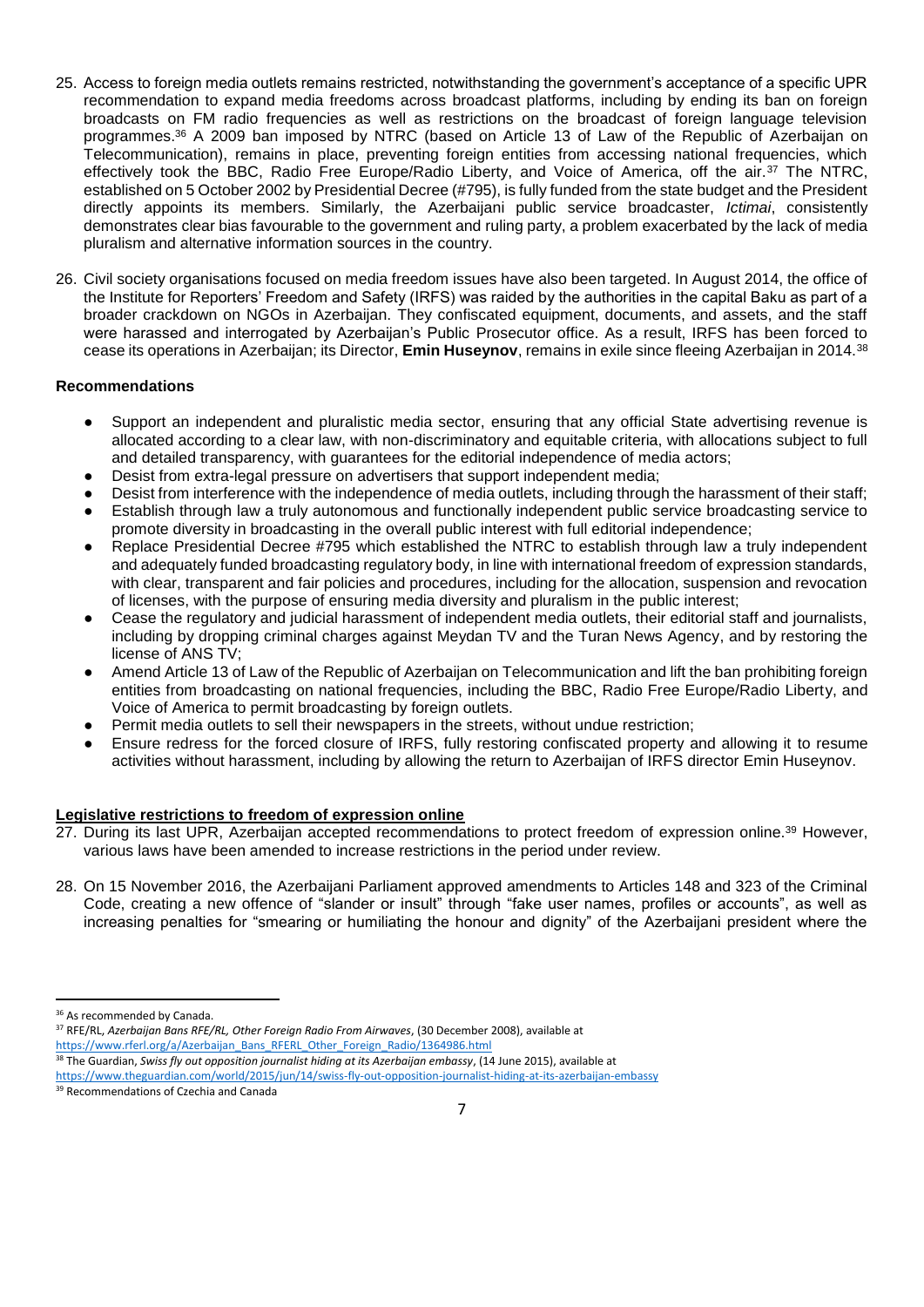25. Access to foreign media outlets remains restricted, notwithstanding the government's acceptance of a specific UPR recommendation to expand media freedoms across broadcast platforms, including by ending its ban on foreign broadcasts on FM radio frequencies as well as restrictions on the broadcast of foreign language television programmes.[36] A 2009 ban imposed by NTRC (based on Article 13 of Law of the Republic of Azerbaijan on Telecommunication), remains in place, preventing foreign entities from accessing national frequencies, which effectively took the BBC, Radio Free Europe/Radio Liberty, and Voice of America, off the air.[37] The NTRC, established on 5 October 2002 by Presidential Decree (#795), is fully funded from the state budget and the President directly appoints its members. Similarly, the Azerbaijani public service broadcaster, *Ictimai*, consistently demonstrates clear bias favourable to the government and ruling party, a problem exacerbated by the lack of media pluralism and alternative information sources in the country.

26. Civil society organisations focused on media freedom issues have also been targeted. In August 2014, the office of the Institute for Reporters' Freedom and Safety (IRFS) was raided by the authorities in the capital Baku as part of a broader crackdown on NGOs in Azerbaijan. They confiscated equipment, documents, and assets, and the staff were harassed and interrogated by Azerbaijan's Public Prosecutor office. As a result, IRFS has been forced to cease its operations in Azerbaijan; its Director, **Emin Huseynov**, remains in exile since fleeing Azerbaijan in 2014.[38]

**Recommendations**

- Support an independent and pluralistic media sector, ensuring that any official State advertising revenue is allocated according to a clear law, with non-discriminatory and equitable criteria, with allocations subject to full and detailed transparency, with guarantees for the editorial independence of media actors;
- Desist from extra-legal pressure on advertisers that support independent media;
- Desist from interference with the independence of media outlets, including through the harassment of their staff;
- Establish through law a truly autonomous and functionally independent public service broadcasting service to promote diversity in broadcasting in the overall public interest with full editorial independence;
- Replace Presidential Decree #795 which established the NTRC to establish through law a truly independent and adequately funded broadcasting regulatory body, in line with international freedom of expression standards, with clear, transparent and fair policies and procedures, including for the allocation, suspension and revocation of licenses, with the purpose of ensuring media diversity and pluralism in the public interest;
- Cease the regulatory and judicial harassment of independent media outlets, their editorial staff and journalists, including by dropping criminal charges against Meydan TV and the Turan News Agency, and by restoring the license of ANS TV;
- Amend Article 13 of Law of the Republic of Azerbaijan on Telecommunication and lift the ban prohibiting foreign entities from broadcasting on national frequencies, including the BBC, Radio Free Europe/Radio Liberty, and Voice of America to permit broadcasting by foreign outlets.
- Permit media outlets to sell their newspapers in the streets, without undue restriction;
- Ensure redress for the forced closure of IRFS, fully restoring confiscated property and allowing it to resume activities without harassment, including by allowing the return to Azerbaijan of IRFS director Emin Huseynov.

**Legislative restrictions to freedom of expression online**

27. During its last UPR, Azerbaijan accepted recommendations to protect freedom of expression online.[39] However, various laws have been amended to increase restrictions in the period under review.

28. On 15 November 2016, the Azerbaijani Parliament approved amendments to Articles 148 and 323 of the Criminal Code, creating a new offence of "slander or insult" through "fake user names, profiles or accounts", as well as increasing penalties for "smearing or humiliating the honour and dignity" of the Azerbaijani president where the

---

[36] As recommended by Canada.

[37] RFE/RL, *Azerbaijan Bans RFE/RL, Other Foreign Radio From Airwaves*, (30 December 2008), available at https://www.rferl.org/a/Azerbaijan_Bans_RFERL_Other_Foreign_Radio/1364986.html

[38] The Guardian, *Swiss fly out opposition journalist hiding at its Azerbaijan embassy*, (14 June 2015), available at https://www.theguardian.com/world/2015/jun/14/swiss-fly-out-opposition-journalist-hiding-at-its-azerbaijan-embassy

[39] Recommendations of Czechia and Canada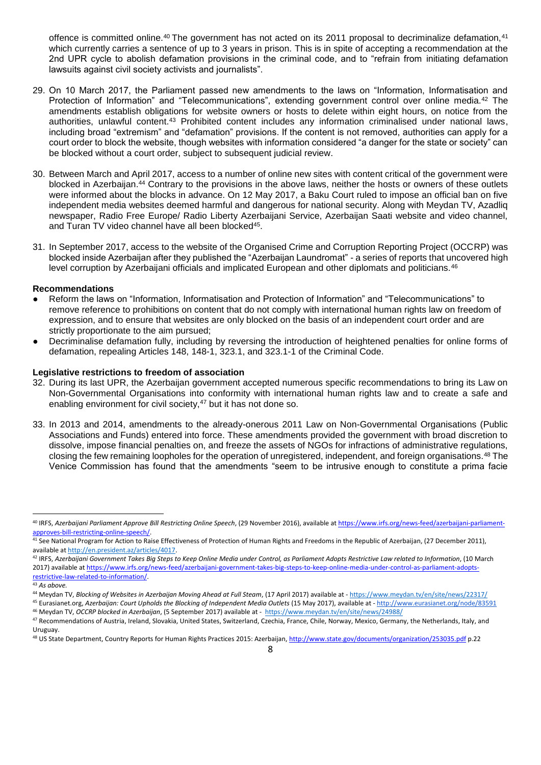offence is committed online.[40] The government has not acted on its 2011 proposal to decriminalize defamation,[41] which currently carries a sentence of up to 3 years in prison. This is in spite of accepting a recommendation at the 2nd UPR cycle to abolish defamation provisions in the criminal code, and to "refrain from initiating defamation lawsuits against civil society activists and journalists".

29. On 10 March 2017, the Parliament passed new amendments to the laws on "Information, Informatisation and Protection of Information" and "Telecommunications", extending government control over online media.[42] The amendments establish obligations for website owners or hosts to delete within eight hours, on notice from the authorities, unlawful content.[43] Prohibited content includes any information criminalised under national laws, including broad "extremism" and "defamation" provisions. If the content is not removed, authorities can apply for a court order to block the website, though websites with information considered "a danger for the state or society" can be blocked without a court order, subject to subsequent judicial review.

30. Between March and April 2017, access to a number of online new sites with content critical of the government were blocked in Azerbaijan.[44] Contrary to the provisions in the above laws, neither the hosts or owners of these outlets were informed about the blocks in advance. On 12 May 2017, a Baku Court ruled to impose an official ban on five independent media websites deemed harmful and dangerous for national security. Along with Meydan TV, Azadliq newspaper, Radio Free Europe/ Radio Liberty Azerbaijani Service, Azerbaijan Saati website and video channel, and Turan TV video channel have all been blocked[45].

31. In September 2017, access to the website of the Organised Crime and Corruption Reporting Project (OCCRP) was blocked inside Azerbaijan after they published the "Azerbaijan Laundromat" - a series of reports that uncovered high level corruption by Azerbaijani officials and implicated European and other diplomats and politicians.[46]

**Recommendations**

- Reform the laws on "Information, Informatisation and Protection of Information" and "Telecommunications" to remove reference to prohibitions on content that do not comply with international human rights law on freedom of expression, and to ensure that websites are only blocked on the basis of an independent court order and are strictly proportionate to the aim pursued;
- Decriminalise defamation fully, including by reversing the introduction of heightened penalties for online forms of defamation, repealing Articles 148, 148-1, 323.1, and 323.1-1 of the Criminal Code.

**Legislative restrictions to freedom of association**

32. During its last UPR, the Azerbaijan government accepted numerous specific recommendations to bring its Law on Non-Governmental Organisations into conformity with international human rights law and to create a safe and enabling environment for civil society,[47] but it has not done so.

33. In 2013 and 2014, amendments to the already-onerous 2011 Law on Non-Governmental Organisations (Public Associations and Funds) entered into force. These amendments provided the government with broad discretion to dissolve, impose financial penalties on, and freeze the assets of NGOs for infractions of administrative regulations, closing the few remaining loopholes for the operation of unregistered, independent, and foreign organisations.[48] The Venice Commission has found that the amendments "seem to be intrusive enough to constitute a prima facie

---

[40] IRFS, *Azerbaijani Parliament Approve Bill Restricting Online Speech*, (29 November 2016), available at https://www.irfs.org/news-feed/azerbaijani-parliament-approves-bill-restricting-online-speech/.

[41] See National Program for Action to Raise Effectiveness of Protection of Human Rights and Freedoms in the Republic of Azerbaijan, (27 December 2011), available at http://en.president.az/articles/4017.

[42] IRFS, *Azerbaijani Government Takes Big Steps to Keep Online Media under Control, as Parliament Adopts Restrictive Law related to Information*, (10 March 2017) available at https://www.irfs.org/news-feed/azerbaijani-government-takes-big-steps-to-keep-online-media-under-control-as-parliament-adopts-restrictive-law-related-to-information/.

[43] *As above.*

[44] Meydan TV, *Blocking of Websites in Azerbaijan Moving Ahead at Full Steam*, (17 April 2017) available at - https://www.meydan.tv/en/site/news/22317/

[45] Eurasianet.org, *Azerbaijan: Court Upholds the Blocking of Independent Media Outlets* (15 May 2017), available at - http://www.eurasianet.org/node/83591

[46] Meydan TV, *OCCRP blocked in Azerbaijan*, (5 September 2017) available at - https://www.meydan.tv/en/site/news/24988/

[47] Recommendations of Austria, Ireland, Slovakia, United States, Switzerland, Czechia, France, Chile, Norway, Mexico, Germany, the Netherlands, Italy, and Uruguay.

[48] US State Department, Country Reports for Human Rights Practices 2015: Azerbaijan, http://www.state.gov/documents/organization/253035.pdf p.22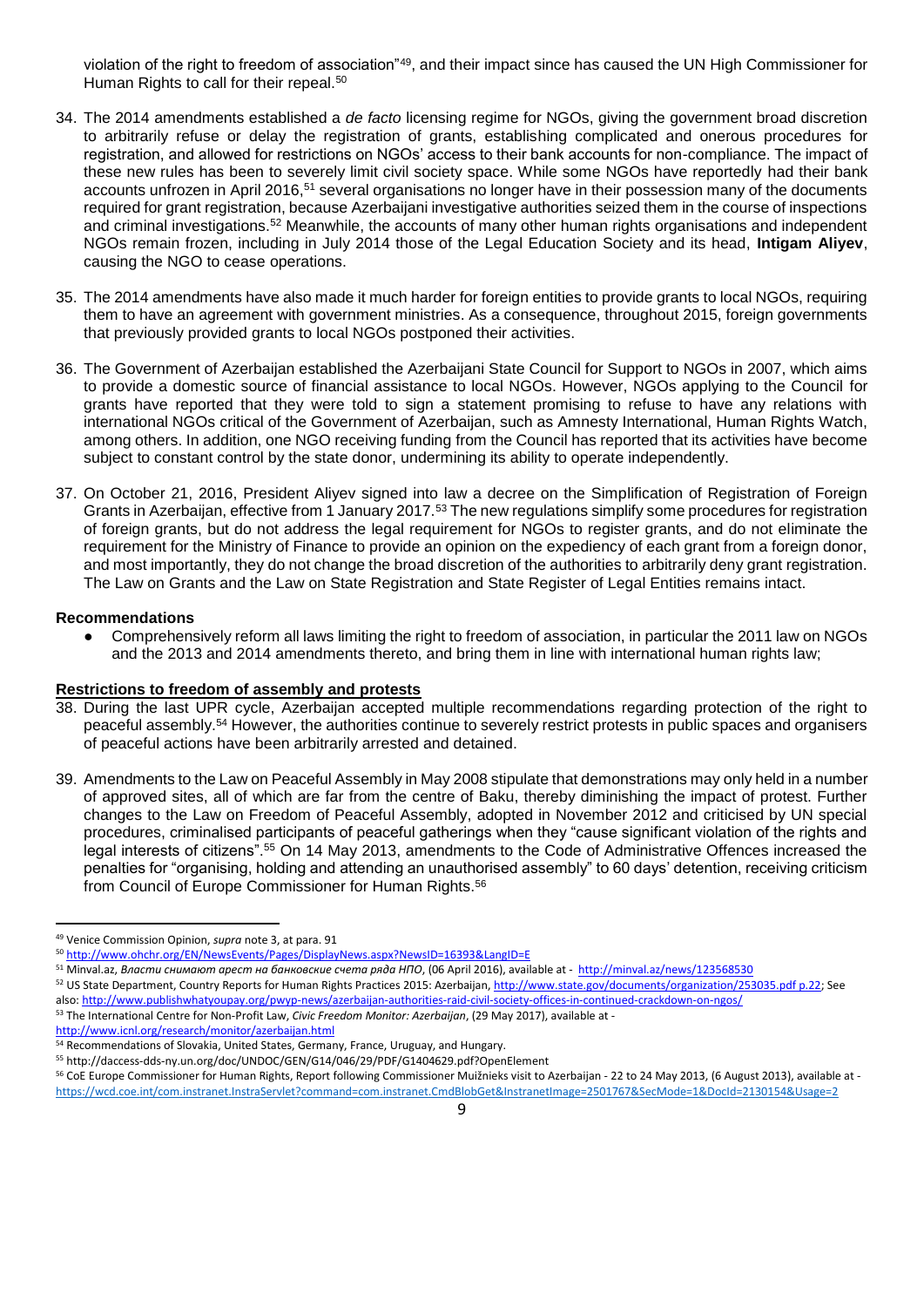violation of the right to freedom of association"[49], and their impact since has caused the UN High Commissioner for Human Rights to call for their repeal.[50]

34. The 2014 amendments established a *de facto* licensing regime for NGOs, giving the government broad discretion to arbitrarily refuse or delay the registration of grants, establishing complicated and onerous procedures for registration, and allowed for restrictions on NGOs' access to their bank accounts for non-compliance. The impact of these new rules has been to severely limit civil society space. While some NGOs have reportedly had their bank accounts unfrozen in April 2016,[51] several organisations no longer have in their possession many of the documents required for grant registration, because Azerbaijani investigative authorities seized them in the course of inspections and criminal investigations.[52] Meanwhile, the accounts of many other human rights organisations and independent NGOs remain frozen, including in July 2014 those of the Legal Education Society and its head, **Intigam Aliyev**, causing the NGO to cease operations.

35. The 2014 amendments have also made it much harder for foreign entities to provide grants to local NGOs, requiring them to have an agreement with government ministries. As a consequence, throughout 2015, foreign governments that previously provided grants to local NGOs postponed their activities.

36. The Government of Azerbaijan established the Azerbaijani State Council for Support to NGOs in 2007, which aims to provide a domestic source of financial assistance to local NGOs. However, NGOs applying to the Council for grants have reported that they were told to sign a statement promising to refuse to have any relations with international NGOs critical of the Government of Azerbaijan, such as Amnesty International, Human Rights Watch, among others. In addition, one NGO receiving funding from the Council has reported that its activities have become subject to constant control by the state donor, undermining its ability to operate independently.

37. On October 21, 2016, President Aliyev signed into law a decree on the Simplification of Registration of Foreign Grants in Azerbaijan, effective from 1 January 2017.[53] The new regulations simplify some procedures for registration of foreign grants, but do not address the legal requirement for NGOs to register grants, and do not eliminate the requirement for the Ministry of Finance to provide an opinion on the expediency of each grant from a foreign donor, and most importantly, they do not change the broad discretion of the authorities to arbitrarily deny grant registration. The Law on Grants and the Law on State Registration and State Register of Legal Entities remains intact.

**Recommendations**

- Comprehensively reform all laws limiting the right to freedom of association, in particular the 2011 law on NGOs and the 2013 and 2014 amendments thereto, and bring them in line with international human rights law;

**Restrictions to freedom of assembly and protests**

38. During the last UPR cycle, Azerbaijan accepted multiple recommendations regarding protection of the right to peaceful assembly.[54] However, the authorities continue to severely restrict protests in public spaces and organisers of peaceful actions have been arbitrarily arrested and detained.

39. Amendments to the Law on Peaceful Assembly in May 2008 stipulate that demonstrations may only held in a number of approved sites, all of which are far from the centre of Baku, thereby diminishing the impact of protest. Further changes to the Law on Freedom of Peaceful Assembly, adopted in November 2012 and criticised by UN special procedures, criminalised participants of peaceful gatherings when they "cause significant violation of the rights and legal interests of citizens".[55] On 14 May 2013, amendments to the Code of Administrative Offences increased the penalties for "organising, holding and attending an unauthorised assembly" to 60 days' detention, receiving criticism from Council of Europe Commissioner for Human Rights.[56]

---

[49] Venice Commission Opinion, *supra* note 3, at para. 91

[50] http://www.ohchr.org/EN/NewsEvents/Pages/DisplayNews.aspx?NewsID=16393&LangID=E

[51] Minval.az, *Власти снимают арест на банковские счета ряда НПО*, (06 April 2016), available at - http://minval.az/news/123568530

[52] US State Department, Country Reports for Human Rights Practices 2015: Azerbaijan, http://www.state.gov/documents/organization/253035.pdf p.22; See also: http://www.publishwhatyoupay.org/pwyp-news/azerbaijan-authorities-raid-civil-society-offices-in-continued-crackdown-on-ngos/

[53] The International Centre for Non-Profit Law, *Civic Freedom Monitor: Azerbaijan*, (29 May 2017), available at - http://www.icnl.org/research/monitor/azerbaijan.html

[54] Recommendations of Slovakia, United States, Germany, France, Uruguay, and Hungary.

[55] http://daccess-dds-ny.un.org/doc/UNDOC/GEN/G14/046/29/PDF/G1404629.pdf?OpenElement

[56] CoE Europe Commissioner for Human Rights, Report following Commissioner Muižnieks visit to Azerbaijan - 22 to 24 May 2013, (6 August 2013), available at - https://wcd.coe.int/com.instranet.InstraServlet?command=com.instranet.CmdBlobGet&InstranetImage=2501767&SecMode=1&DocId=2130154&Usage=2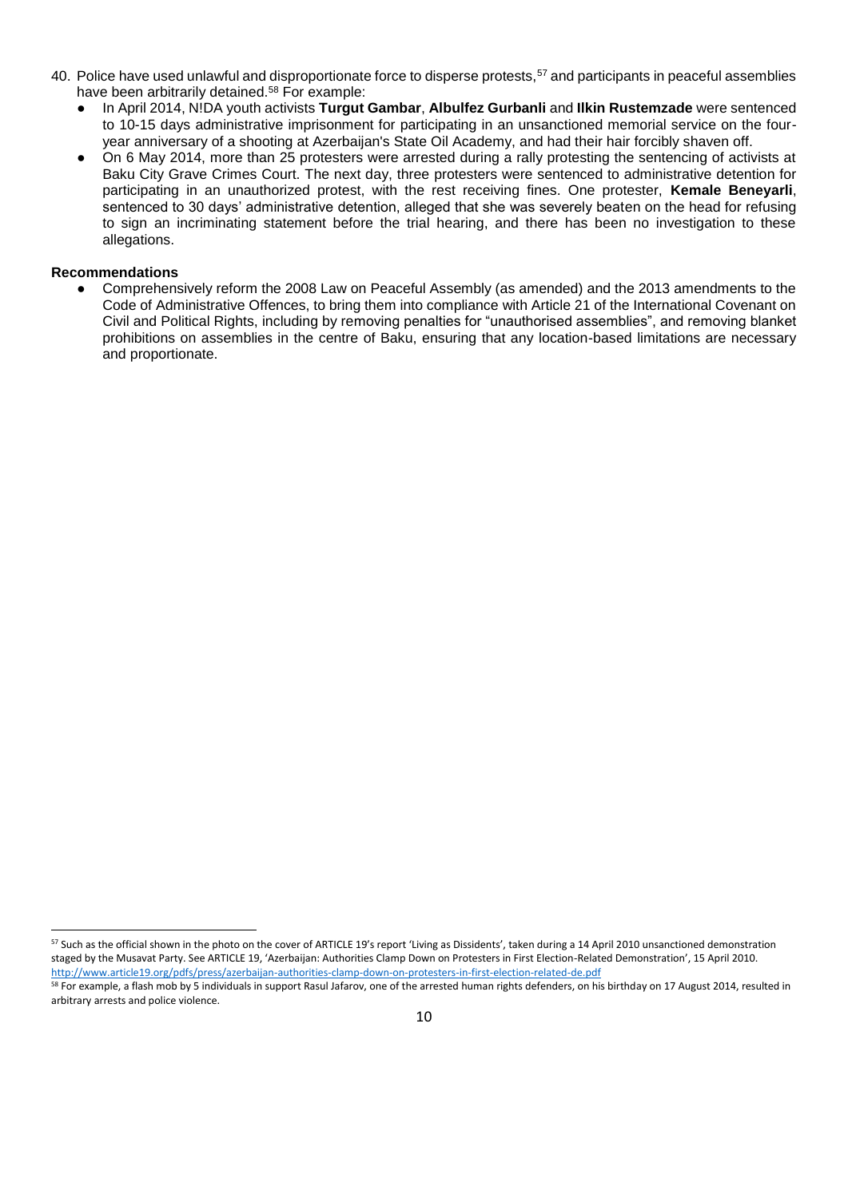40. Police have used unlawful and disproportionate force to disperse protests,[57] and participants in peaceful assemblies have been arbitrarily detained.[58] For example:
    - In April 2014, N!DA youth activists **Turgut Gambar**, **Albulfez Gurbanli** and **Ilkin Rustemzade** were sentenced to 10-15 days administrative imprisonment for participating in an unsanctioned memorial service on the four-year anniversary of a shooting at Azerbaijan's State Oil Academy, and had their hair forcibly shaven off.
    - On 6 May 2014, more than 25 protesters were arrested during a rally protesting the sentencing of activists at Baku City Grave Crimes Court. The next day, three protesters were sentenced to administrative detention for participating in an unauthorized protest, with the rest receiving fines. One protester, **Kemale Beneyarli**, sentenced to 30 days' administrative detention, alleged that she was severely beaten on the head for refusing to sign an incriminating statement before the trial hearing, and there has been no investigation to these allegations.

**Recommendations**

- Comprehensively reform the 2008 Law on Peaceful Assembly (as amended) and the 2013 amendments to the Code of Administrative Offences, to bring them into compliance with Article 21 of the International Covenant on Civil and Political Rights, including by removing penalties for "unauthorised assemblies", and removing blanket prohibitions on assemblies in the centre of Baku, ensuring that any location-based limitations are necessary and proportionate.

---

[57] Such as the official shown in the photo on the cover of ARTICLE 19's report 'Living as Dissidents', taken during a 14 April 2010 unsanctioned demonstration staged by the Musavat Party. See ARTICLE 19, 'Azerbaijan: Authorities Clamp Down on Protesters in First Election-Related Demonstration', 15 April 2010. http://www.article19.org/pdfs/press/azerbaijan-authorities-clamp-down-on-protesters-in-first-election-related-de.pdf

[58] For example, a flash mob by 5 individuals in support Rasul Jafarov, one of the arrested human rights defenders, on his birthday on 17 August 2014, resulted in arbitrary arrests and police violence.